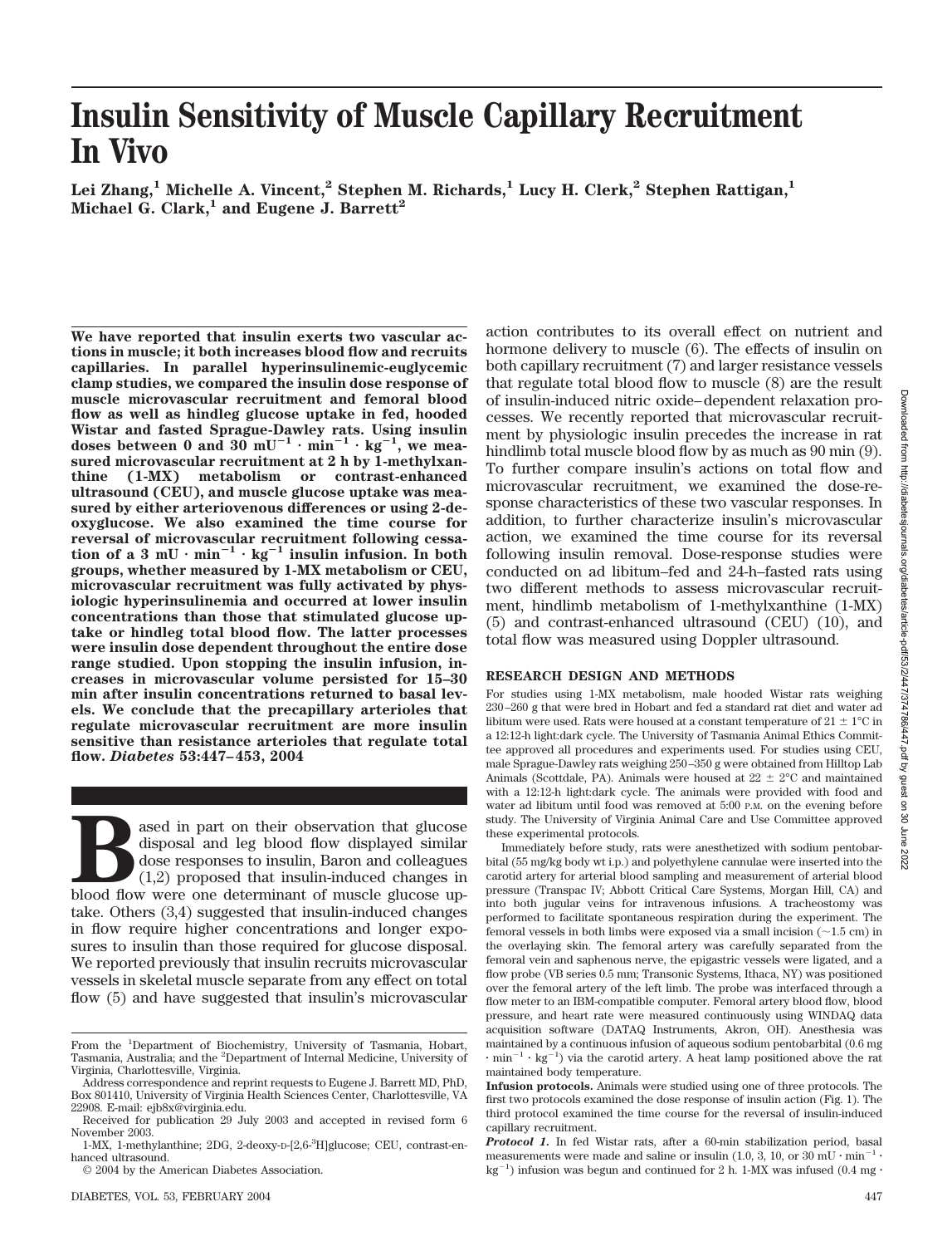# Insulin Sensitivity of Muscle Capillary Recruitment In Vivo

**Lei Zhang,[1] Michelle A. Vincent,[2] Stephen M. Richards,[1] Lucy H. Clerk,[2] Stephen Rattigan,[1] Michael G. Clark,[1] and Eugene J. Barrett[2]**

**We have reported that insulin exerts two vascular actions in muscle; it both increases blood flow and recruits capillaries. In parallel hyperinsulinemic-euglycemic clamp studies, we compared the insulin dose response of muscle microvascular recruitment and femoral blood flow as well as hindleg glucose uptake in fed, hooded Wistar and fasted Sprague-Dawley rats. Using insulin doses between 0 and 30 mU$^{-1}$ · min$^{-1}$ · kg$^{-1}$, we measured microvascular recruitment at 2 h by 1-methylxanthine (1-MX) metabolism or contrast-enhanced ultrasound (CEU), and muscle glucose uptake was measured by either arteriovenous differences or using 2-deoxyglucose. We also examined the time course for reversal of microvascular recruitment following cessation of a 3 mU · min$^{-1}$ · kg$^{-1}$ insulin infusion. In both groups, whether measured by 1-MX metabolism or CEU, microvascular recruitment was fully activated by physiologic hyperinsulinemia and occurred at lower insulin concentrations than those that stimulated glucose uptake or hindleg total blood flow. The latter processes were insulin dose dependent throughout the entire dose range studied. Upon stopping the insulin infusion, increases in microvascular volume persisted for 15–30 min after insulin concentrations returned to basal levels. We conclude that the precapillary arterioles that regulate microvascular recruitment are more insulin sensitive than resistance arterioles that regulate total flow. *Diabetes* 53:447–453, 2004**

Based in part on their observation that glucose disposal and leg blood flow displayed similar dose responses to insulin, Baron and colleagues (1,2) proposed that insulin-induced changes in blood flow were one determinant of muscle glucose uptake. Others (3,4) suggested that insulin-induced changes in flow require higher concentrations and longer exposures to insulin than those required for glucose disposal. We reported previously that insulin recruits microvascular vessels in skeletal muscle separate from any effect on total flow (5) and have suggested that insulin's microvascular action contributes to its overall effect on nutrient and hormone delivery to muscle (6). The effects of insulin on both capillary recruitment (7) and larger resistance vessels that regulate total blood flow to muscle (8) are the result of insulin-induced nitric oxide–dependent relaxation processes. We recently reported that microvascular recruitment by physiologic insulin precedes the increase in rat hindlimb total muscle blood flow by as much as 90 min (9). To further compare insulin's actions on total flow and microvascular recruitment, we examined the dose-response characteristics of these two vascular responses. In addition, to further characterize insulin's microvascular action, we examined the time course for its reversal following insulin removal. Dose-response studies were conducted on ad libitum–fed and 24-h–fasted rats using two different methods to assess microvascular recruitment, hindlimb metabolism of 1-methylxanthine (1-MX) (5) and contrast-enhanced ultrasound (CEU) (10), and total flow was measured using Doppler ultrasound.

## RESEARCH DESIGN AND METHODS

For studies using 1-MX metabolism, male hooded Wistar rats weighing 230–260 g that were bred in Hobart and fed a standard rat diet and water ad libitum were used. Rats were housed at a constant temperature of 21 ± 1°C in a 12:12-h light:dark cycle. The University of Tasmania Animal Ethics Committee approved all procedures and experiments used. For studies using CEU, male Sprague-Dawley rats weighing 250–350 g were obtained from Hilltop Lab Animals (Scottdale, PA). Animals were housed at 22 ± 2°C and maintained with a 12:12-h light:dark cycle. The animals were provided with food and water ad libitum until food was removed at 5:00 P.M. on the evening before study. The University of Virginia Animal Care and Use Committee approved these experimental protocols.

Immediately before study, rats were anesthetized with sodium pentobarbital (55 mg/kg body wt i.p.) and polyethylene cannulae were inserted into the carotid artery for arterial blood sampling and measurement of arterial blood pressure (Transpac IV; Abbott Critical Care Systems, Morgan Hill, CA) and into both jugular veins for intravenous infusions. A tracheostomy was performed to facilitate spontaneous respiration during the experiment. The femoral vessels in both limbs were exposed via a small incision (~1.5 cm) in the overlaying skin. The femoral artery was carefully separated from the femoral vein and saphenous nerve, the epigastric vessels were ligated, and a flow probe (VB series 0.5 mm; Transonic Systems, Ithaca, NY) was positioned over the femoral artery of the left limb. The probe was interfaced through a flow meter to an IBM-compatible computer. Femoral artery blood flow, blood pressure, and heart rate were measured continuously using WINDAQ data acquisition software (DATAQ Instruments, Akron, OH). Anesthesia was maintained by a continuous infusion of aqueous sodium pentobarbital (0.6 mg · min$^{-1}$ · kg$^{-1}$) via the carotid artery. A heat lamp positioned above the rat maintained body temperature.

**Infusion protocols.** Animals were studied using one of three protocols. The first two protocols examined the dose response of insulin action (Fig. 1). The third protocol examined the time course for the reversal of insulin-induced capillary recruitment.

***Protocol 1.*** In fed Wistar rats, after a 60-min stabilization period, basal measurements were made and saline or insulin (1.0, 3, 10, or 30 mU · min$^{-1}$ · kg$^{-1}$) infusion was begun and continued for 2 h. 1-MX was infused (0.4 mg ·

From the [1]Department of Biochemistry, University of Tasmania, Hobart, Tasmania, Australia; and the [2]Department of Internal Medicine, University of Virginia, Charlottesville, Virginia.

Address correspondence and reprint requests to Eugene J. Barrett MD, PhD, Box 801410, University of Virginia Health Sciences Center, Charlottesville, VA 22908. E-mail: ejb8x@virginia.edu.

Received for publication 29 July 2003 and accepted in revised form 6 November 2003.

1-MX, 1-methylanthine; 2DG, 2-deoxy-D-[2,6-$^3$H]glucose; CEU, contrast-enhanced ultrasound.

© 2004 by the American Diabetes Association.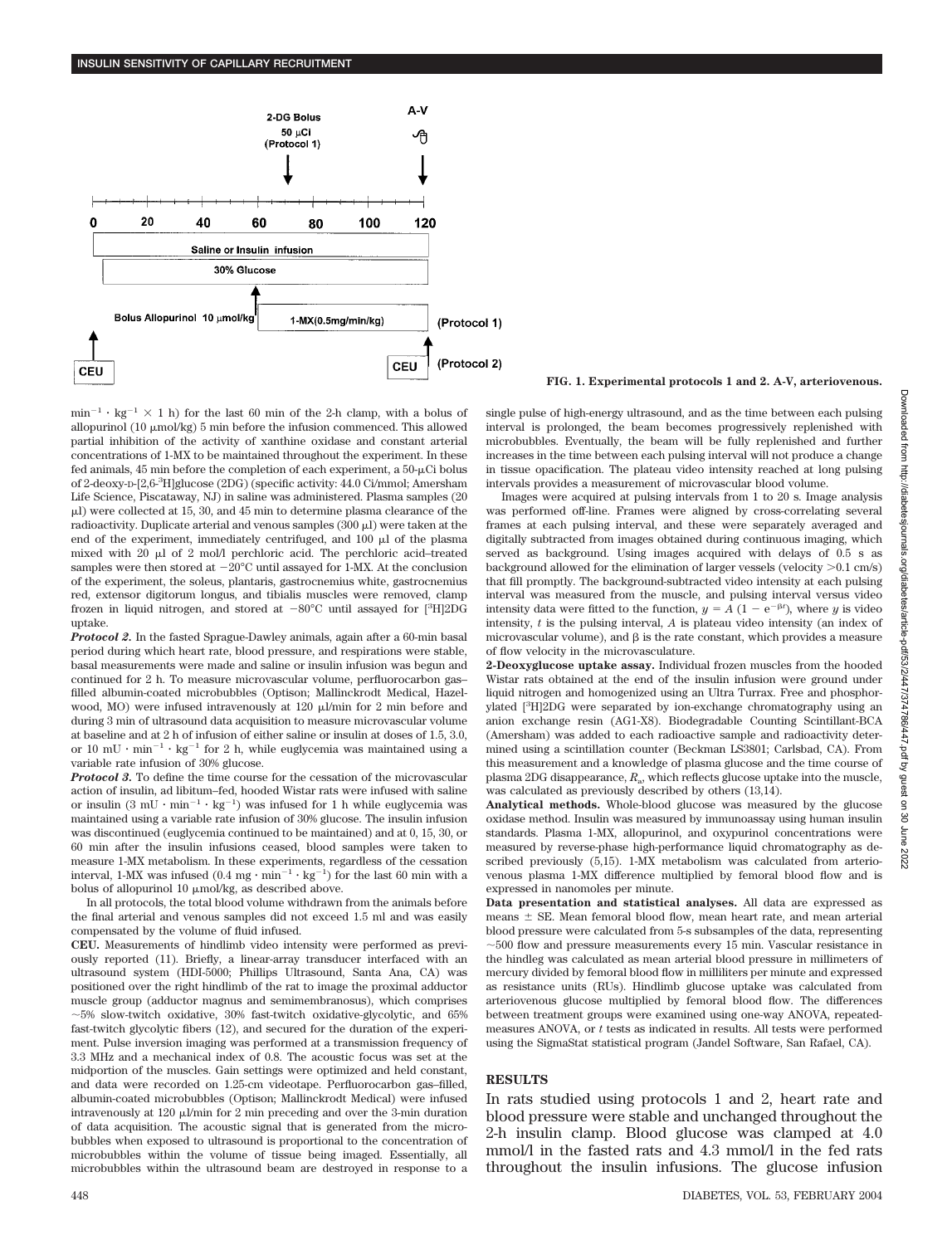FIG. 1. Experimental protocols 1 and 2. A-V, arteriovenous.

$\min^{-1} \cdot kg^{-1} \times 1$ h) for the last 60 min of the 2-h clamp, with a bolus of allopurinol (10 μmol/kg) 5 min before the infusion commenced. This allowed partial inhibition of the activity of xanthine oxidase and constant arterial concentrations of 1-MX to be maintained throughout the experiment. In these fed animals, 45 min before the completion of each experiment, a 50-μCi bolus of 2-deoxy-D-[2,6-$^3$H]glucose (2DG) (specific activity: 44.0 Ci/mmol; Amersham Life Science, Piscataway, NJ) in saline was administered. Plasma samples (20 μl) were collected at 15, 30, and 45 min to determine plasma clearance of the radioactivity. Duplicate arterial and venous samples (300 μl) were taken at the end of the experiment, immediately centrifuged, and 100 μl of the plasma mixed with 20 μl of 2 mol/l perchloric acid. The perchloric acid–treated samples were then stored at −20°C until assayed for 1-MX. At the conclusion of the experiment, the soleus, plantaris, gastrocnemius white, gastrocnemius red, extensor digitorum longus, and tibialis muscles were removed, clamp frozen in liquid nitrogen, and stored at −80°C until assayed for [$^3$H]2DG uptake.

***Protocol 2.*** In the fasted Sprague-Dawley animals, again after a 60-min basal period during which heart rate, blood pressure, and respirations were stable, basal measurements were made and saline or insulin infusion was begun and continued for 2 h. To measure microvascular volume, perfluorocarbon gas–filled albumin-coated microbubbles (Optison; Mallinckrodt Medical, Hazelwood, MO) were infused intravenously at 120 μl/min for 2 min before and during 3 min of ultrasound data acquisition to measure microvascular volume at baseline and at 2 h of infusion of either saline or insulin at doses of 1.5, 3.0, or 10 $mU \cdot \min^{-1} \cdot kg^{-1}$ for 2 h, while euglycemia was maintained using a variable rate infusion of 30% glucose.

***Protocol 3.*** To define the time course for the cessation of the microvascular action of insulin, ad libitum–fed, hooded Wistar rats were infused with saline or insulin (3 $mU \cdot \min^{-1} \cdot kg^{-1}$) was infused for 1 h while euglycemia was maintained using a variable rate infusion of 30% glucose. The insulin infusion was discontinued (euglycemia continued to be maintained) and at 0, 15, 30, or 60 min after the insulin infusions ceased, blood samples were taken to measure 1-MX metabolism. In these experiments, regardless of the cessation interval, 1-MX was infused (0.4 $mg \cdot \min^{-1} \cdot kg^{-1}$) for the last 60 min with a bolus of allopurinol 10 μmol/kg, as described above.

In all protocols, the total blood volume withdrawn from the animals before the final arterial and venous samples did not exceed 1.5 ml and was easily compensated by the volume of fluid infused.

**CEU.** Measurements of hindlimb video intensity were performed as previously reported (11). Briefly, a linear-array transducer interfaced with an ultrasound system (HDI-5000; Phillips Ultrasound, Santa Ana, CA) was positioned over the right hindlimb of the rat to image the proximal adductor muscle group (adductor magnus and semimembranosus), which comprises ~5% slow-twitch oxidative, 30% fast-twitch oxidative-glycolytic, and 65% fast-twitch glycolytic fibers (12), and secured for the duration of the experiment. Pulse inversion imaging was performed at a transmission frequency of 3.3 MHz and a mechanical index of 0.8. The acoustic focus was set at the midportion of the muscles. Gain settings were optimized and held constant, and data were recorded on 1.25-cm videotape. Perfluorocarbon gas–filled, albumin-coated microbubbles (Optison; Mallinckrodt Medical) were infused intravenously at 120 μl/min for 2 min preceding and over the 3-min duration of data acquisition. The acoustic signal that is generated from the microbubbles when exposed to ultrasound is proportional to the concentration of microbubbles within the volume of tissue being imaged. Essentially, all microbubbles within the ultrasound beam are destroyed in response to a single pulse of high-energy ultrasound, and as the time between each pulsing interval is prolonged, the beam becomes progressively replenished with microbubbles. Eventually, the beam will be fully replenished and further increases in the time between each pulsing interval will not produce a change in tissue opacification. The plateau video intensity reached at long pulsing intervals provides a measurement of microvascular blood volume.

Images were acquired at pulsing intervals from 1 to 20 s. Image analysis was performed off-line. Frames were aligned by cross-correlating several frames at each pulsing interval, and these were separately averaged and digitally subtracted from images obtained during continuous imaging, which served as background. Using images acquired with delays of 0.5 s as background allowed for the elimination of larger vessels (velocity >0.1 cm/s) that fill promptly. The background-subtracted video intensity at each pulsing interval was measured from the muscle, and pulsing interval versus video intensity data were fitted to the function, $y = A(1 - e^{-\beta t})$, where $y$ is video intensity, $t$ is the pulsing interval, $A$ is plateau video intensity (an index of microvascular volume), and $\beta$ is the rate constant, which provides a measure of flow velocity in the microvasculature.

**2-Deoxyglucose uptake assay.** Individual frozen muscles from the hooded Wistar rats obtained at the end of the insulin infusion were ground under liquid nitrogen and homogenized using an Ultra Turrax. Free and phosphorylated [$^3$H]2DG were separated by ion-exchange chromatography using an anion exchange resin (AG1-X8). Biodegradable Counting Scintillant-BCA (Amersham) was added to each radioactive sample and radioactivity determined using a scintillation counter (Beckman LS3801; Carlsbad, CA). From this measurement and a knowledge of plasma glucose and the time course of plasma 2DG disappearance, $R_g$, which reflects glucose uptake into the muscle, was calculated as previously described by others (13,14).

**Analytical methods.** Whole-blood glucose was measured by the glucose oxidase method. Insulin was measured by immunoassay using human insulin standards. Plasma 1-MX, allopurinol, and oxypurinol concentrations were measured by reverse-phase high-performance liquid chromatography as described previously (5,15). 1-MX metabolism was calculated from arteriovenous plasma 1-MX difference multiplied by femoral blood flow and is expressed in nanomoles per minute.

**Data presentation and statistical analyses.** All data are expressed as means ± SE. Mean femoral blood flow, mean heart rate, and mean arterial blood pressure were calculated from 5-s subsamples of the data, representing ~500 flow and pressure measurements every 15 min. Vascular resistance in the hindleg was calculated as mean arterial blood pressure in millimeters of mercury divided by femoral blood flow in milliliters per minute and expressed as resistance units (RUs). Hindlimb glucose uptake was calculated from arteriovenous glucose difference multiplied by femoral blood flow. The differences between treatment groups were examined using one-way ANOVA, repeated-measures ANOVA, or $t$ tests as indicated in results. All tests were performed using the SigmaStat statistical program (Jandel Software, San Rafael, CA).

## RESULTS

In rats studied using protocols 1 and 2, heart rate and blood pressure were stable and unchanged throughout the 2-h insulin clamp. Blood glucose was clamped at 4.0 mmol/l in the fasted rats and 4.3 mmol/l in the fed rats throughout the insulin infusions. The glucose infusion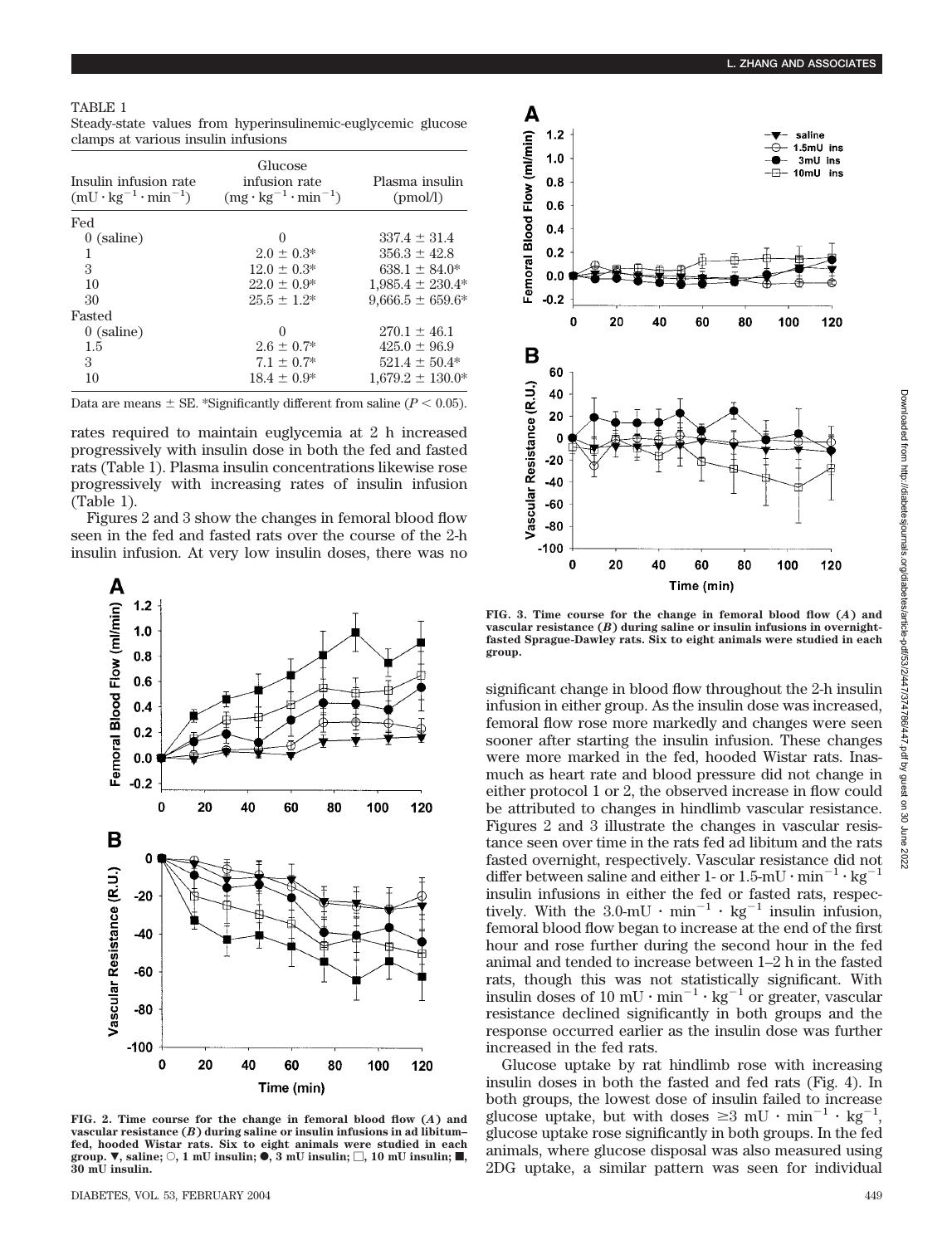TABLE 1
Steady-state values from hyperinsulinemic-euglycemic glucose clamps at various insulin infusions

| Insulin infusion rate ($mU \cdot kg^{-1} \cdot min^{-1}$) | Glucose infusion rate ($mg \cdot kg^{-1} \cdot min^{-1}$) | Plasma insulin (pmol/l) |
|---|---|---|
| Fed | | |
| 0 (saline) | 0 | 337.4 ± 31.4 |
| 1 | 2.0 ± 0.3* | 356.3 ± 42.8 |
| 3 | 12.0 ± 0.3* | 638.1 ± 84.0* |
| 10 | 22.0 ± 0.9* | 1,985.4 ± 230.4* |
| 30 | 25.5 ± 1.2* | 9,666.5 ± 659.6* |
| Fasted | | |
| 0 (saline) | 0 | 270.1 ± 46.1 |
| 1.5 | 2.6 ± 0.7* | 425.0 ± 96.9 |
| 3 | 7.1 ± 0.7* | 521.4 ± 50.4* |
| 10 | 18.4 ± 0.9* | 1,679.2 ± 130.0* |

Data are means ± SE. *Significantly different from saline ($P < 0.05$).

rates required to maintain euglycemia at 2 h increased progressively with insulin dose in both the fed and fasted rats (Table 1). Plasma insulin concentrations likewise rose progressively with increasing rates of insulin infusion (Table 1).

Figures 2 and 3 show the changes in femoral blood flow seen in the fed and fasted rats over the course of the 2-h insulin infusion. At very low insulin doses, there was no significant change in blood flow throughout the 2-h insulin infusion in either group. As the insulin dose was increased, femoral flow rose more markedly and changes were seen sooner after starting the insulin infusion. These changes were more marked in the fed, hooded Wistar rats. Inasmuch as heart rate and blood pressure did not change in either protocol 1 or 2, the observed increase in flow could be attributed to changes in hindlimb vascular resistance. Figures 2 and 3 illustrate the changes in vascular resistance seen over time in the rats fed ad libitum and the rats fasted overnight, respectively. Vascular resistance did not differ between saline and either 1- or 1.5-$mU \cdot min^{-1} \cdot kg^{-1}$ insulin infusions in either the fed or fasted rats, respectively. With the 3.0-$mU \cdot min^{-1} \cdot kg^{-1}$ insulin infusion, femoral blood flow began to increase at the end of the first hour and rose further during the second hour in the fed animal and tended to increase between 1–2 h in the fasted rats, though this was not statistically significant. With insulin doses of 10 $mU \cdot min^{-1} \cdot kg^{-1}$ or greater, vascular resistance declined significantly in both groups and the response occurred earlier as the insulin dose was further increased in the fed rats.

FIG. 2. Time course for the change in femoral blood flow (*A*) and vascular resistance (*B*) during saline or insulin infusions in ad libitum–fed, hooded Wistar rats. Six to eight animals were studied in each group. ▼, saline; ○, 1 mU insulin; ●, 3 mU insulin; □, 10 mU insulin; ■, 30 mU insulin.

FIG. 3. Time course for the change in femoral blood flow (*A*) and vascular resistance (*B*) during saline or insulin infusions in overnight-fasted Sprague-Dawley rats. Six to eight animals were studied in each group.

Glucose uptake by rat hindlimb rose with increasing insulin doses in both the fasted and fed rats (Fig. 4). In both groups, the lowest dose of insulin failed to increase glucose uptake, but with doses ≥3 $mU \cdot min^{-1} \cdot kg^{-1}$, glucose uptake rose significantly in both groups. In the fed animals, where glucose disposal was also measured using 2DG uptake, a similar pattern was seen for individual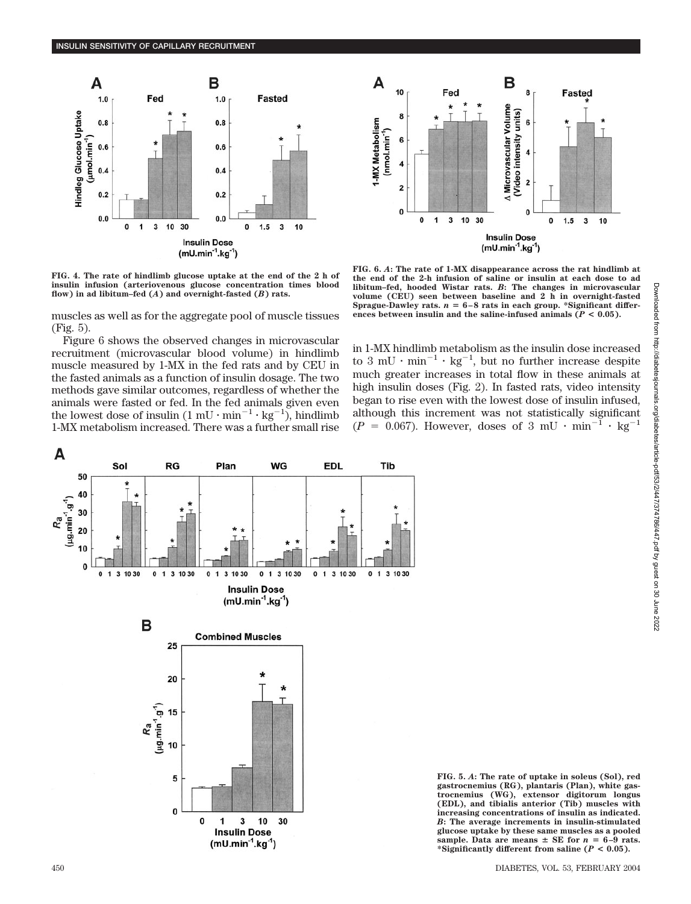FIG. 4. The rate of hindlimb glucose uptake at the end of the 2 h of insulin infusion (arteriovenous glucose concentration times blood flow) in ad libitum–fed (*A*) and overnight-fasted (*B*) rats.

FIG. 6. *A*: The rate of 1-MX disappearance across the rat hindlimb at the end of the 2-h infusion of saline or insulin at each dose to ad libitum–fed, hooded Wistar rats. *B*: The changes in microvascular volume (CEU) seen between baseline and 2 h in overnight-fasted Sprague-Dawley rats. $n = 6–8$ rats in each group. *Significant differences between insulin and the saline-infused animals ($P < 0.05$).

muscles as well as for the aggregate pool of muscle tissues (Fig. 5).

Figure 6 shows the observed changes in microvascular recruitment (microvascular blood volume) in hindlimb muscle measured by 1-MX in the fed rats and by CEU in the fasted animals as a function of insulin dosage. The two methods gave similar outcomes, regardless of whether the animals were fasted or fed. In the fed animals given even the lowest dose of insulin ($1\ \mathrm{mU \cdot min^{-1} \cdot kg^{-1}}$), hindlimb 1-MX metabolism increased. There was a further small rise in 1-MX hindlimb metabolism as the insulin dose increased to $3\ \mathrm{mU \cdot min^{-1} \cdot kg^{-1}}$, but no further increase despite much greater increases in total flow in these animals at high insulin doses (Fig. 2). In fasted rats, video intensity began to rise even with the lowest dose of insulin infused, although this increment was not statistically significant ($P = 0.067$). However, doses of $3\ \mathrm{mU \cdot min^{-1} \cdot kg^{-1}}$

FIG. 5. *A*: The rate of uptake in soleus (Sol), red gastrocnemius (RG), plantaris (Plan), white gastrocnemius (WG), extensor digitorum longus (EDL), and tibialis anterior (Tib) muscles with increasing concentrations of insulin as indicated. *B*: The average increments in insulin-stimulated glucose uptake by these same muscles as a pooled sample. Data are means ± SE for $n = 6–9$ rats. *Significantly different from saline ($P < 0.05$).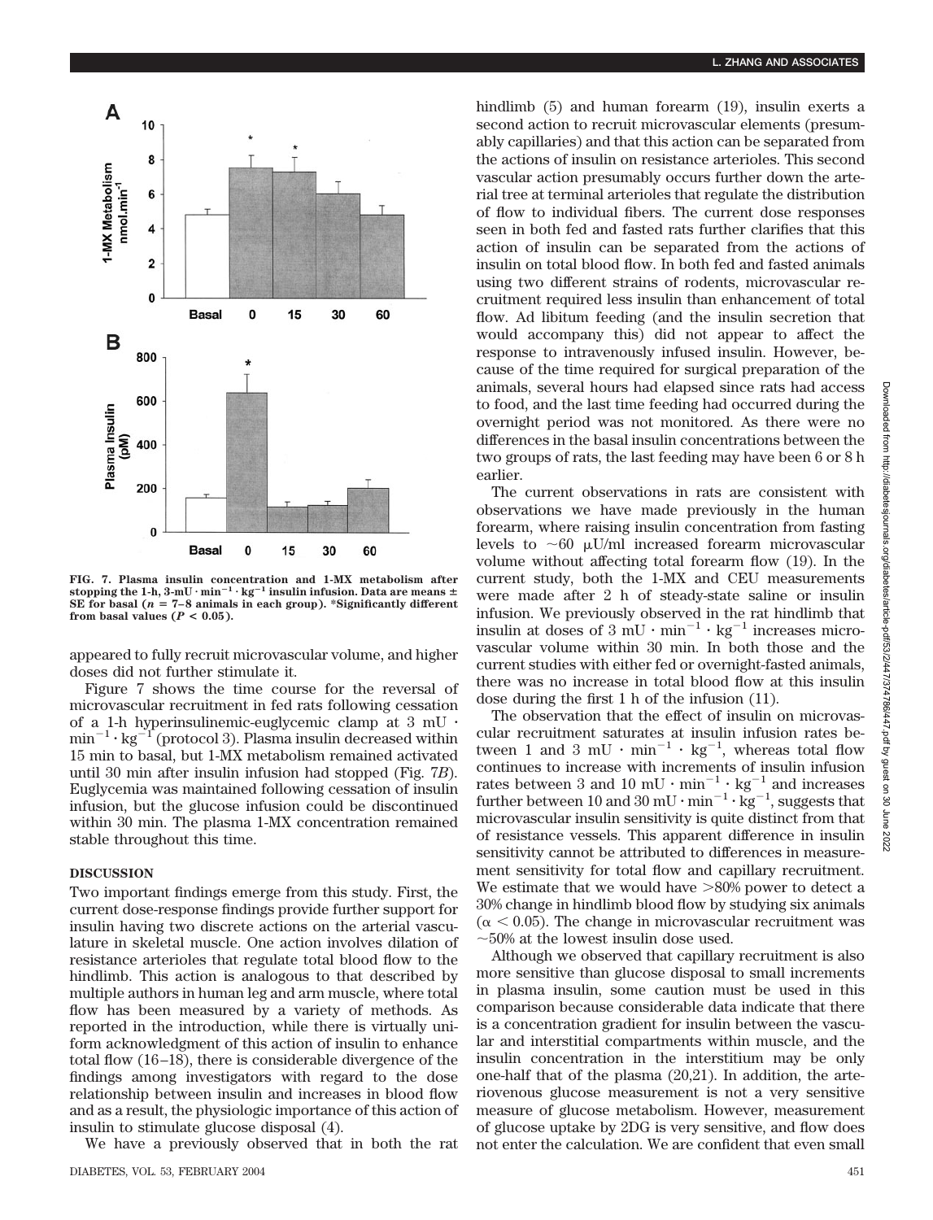A

1-MX Metabolism nmol.min⁻¹

10

8

6

4

2

0

Basal 0 15 30 60

B

Plasma Insulin (pM)

800

600

400

200

0

Basal 0 15 30 60

**FIG. 7. Plasma insulin concentration and 1-MX metabolism after stopping the 1-h, 3-mU · min$^{-1}$ · kg$^{-1}$ insulin infusion. Data are means ± SE for basal ($n$ = 7–8 animals in each group). *Significantly different from basal values ($P < 0.05$).**

appeared to fully recruit microvascular volume, and higher doses did not further stimulate it.

Figure 7 shows the time course for the reversal of microvascular recruitment in fed rats following cessation of a 1-h hyperinsulinemic-euglycemic clamp at 3 mU · min$^{-1}$ · kg$^{-1}$ (protocol 3). Plasma insulin decreased within 15 min to basal, but 1-MX metabolism remained activated until 30 min after insulin infusion had stopped (Fig. 7*B*). Euglycemia was maintained following cessation of insulin infusion, but the glucose infusion could be discontinued within 30 min. The plasma 1-MX concentration remained stable throughout this time.

## DISCUSSION

Two important findings emerge from this study. First, the current dose-response findings provide further support for insulin having two discrete actions on the arterial vasculature in skeletal muscle. One action involves dilation of resistance arterioles that regulate total blood flow to the hindlimb. This action is analogous to that described by multiple authors in human leg and arm muscle, where total flow has been measured by a variety of methods. As reported in the introduction, while there is virtually uniform acknowledgment of this action of insulin to enhance total flow (16–18), there is considerable divergence of the findings among investigators with regard to the dose relationship between insulin and increases in blood flow and as a result, the physiologic importance of this action of insulin to stimulate glucose disposal (4).

We have a previously observed that in both the rat hindlimb (5) and human forearm (19), insulin exerts a second action to recruit microvascular elements (presumably capillaries) and that this action can be separated from the actions of insulin on resistance arterioles. This second vascular action presumably occurs further down the arterial tree at terminal arterioles that regulate the distribution of flow to individual fibers. The current dose responses seen in both fed and fasted rats further clarifies that this action of insulin can be separated from the actions of insulin on total blood flow. In both fed and fasted animals using two different strains of rodents, microvascular recruitment required less insulin than enhancement of total flow. Ad libitum feeding (and the insulin secretion that would accompany this) did not appear to affect the response to intravenously infused insulin. However, because of the time required for surgical preparation of the animals, several hours had elapsed since rats had access to food, and the last time feeding had occurred during the overnight period was not monitored. As there were no differences in the basal insulin concentrations between the two groups of rats, the last feeding may have been 6 or 8 h earlier.

The current observations in rats are consistent with observations we have made previously in the human forearm, where raising insulin concentration from fasting levels to ~60 μU/ml increased forearm microvascular volume without affecting total forearm flow (19). In the current study, both the 1-MX and CEU measurements were made after 2 h of steady-state saline or insulin infusion. We previously observed in the rat hindlimb that insulin at doses of 3 mU · min$^{-1}$ · kg$^{-1}$ increases microvascular volume within 30 min. In both those and the current studies with either fed or overnight-fasted animals, there was no increase in total blood flow at this insulin dose during the first 1 h of the infusion (11).

The observation that the effect of insulin on microvascular recruitment saturates at insulin infusion rates between 1 and 3 mU · min$^{-1}$ · kg$^{-1}$, whereas total flow continues to increase with increments of insulin infusion rates between 3 and 10 mU · min$^{-1}$ · kg$^{-1}$ and increases further between 10 and 30 mU · min$^{-1}$ · kg$^{-1}$, suggests that microvascular insulin sensitivity is quite distinct from that of resistance vessels. This apparent difference in insulin sensitivity cannot be attributed to differences in measurement sensitivity for total flow and capillary recruitment. We estimate that we would have >80% power to detect a 30% change in hindlimb blood flow by studying six animals ($\alpha < 0.05$). The change in microvascular recruitment was ~50% at the lowest insulin dose used.

Although we observed that capillary recruitment is also more sensitive than glucose disposal to small increments in plasma insulin, some caution must be used in this comparison because considerable data indicate that there is a concentration gradient for insulin between the vascular and interstitial compartments within muscle, and the insulin concentration in the interstitium may be only one-half that of the plasma (20,21). In addition, the arteriovenous glucose measurement is not a very sensitive measure of glucose metabolism. However, measurement of glucose uptake by 2DG is very sensitive, and flow does not enter the calculation. We are confident that even small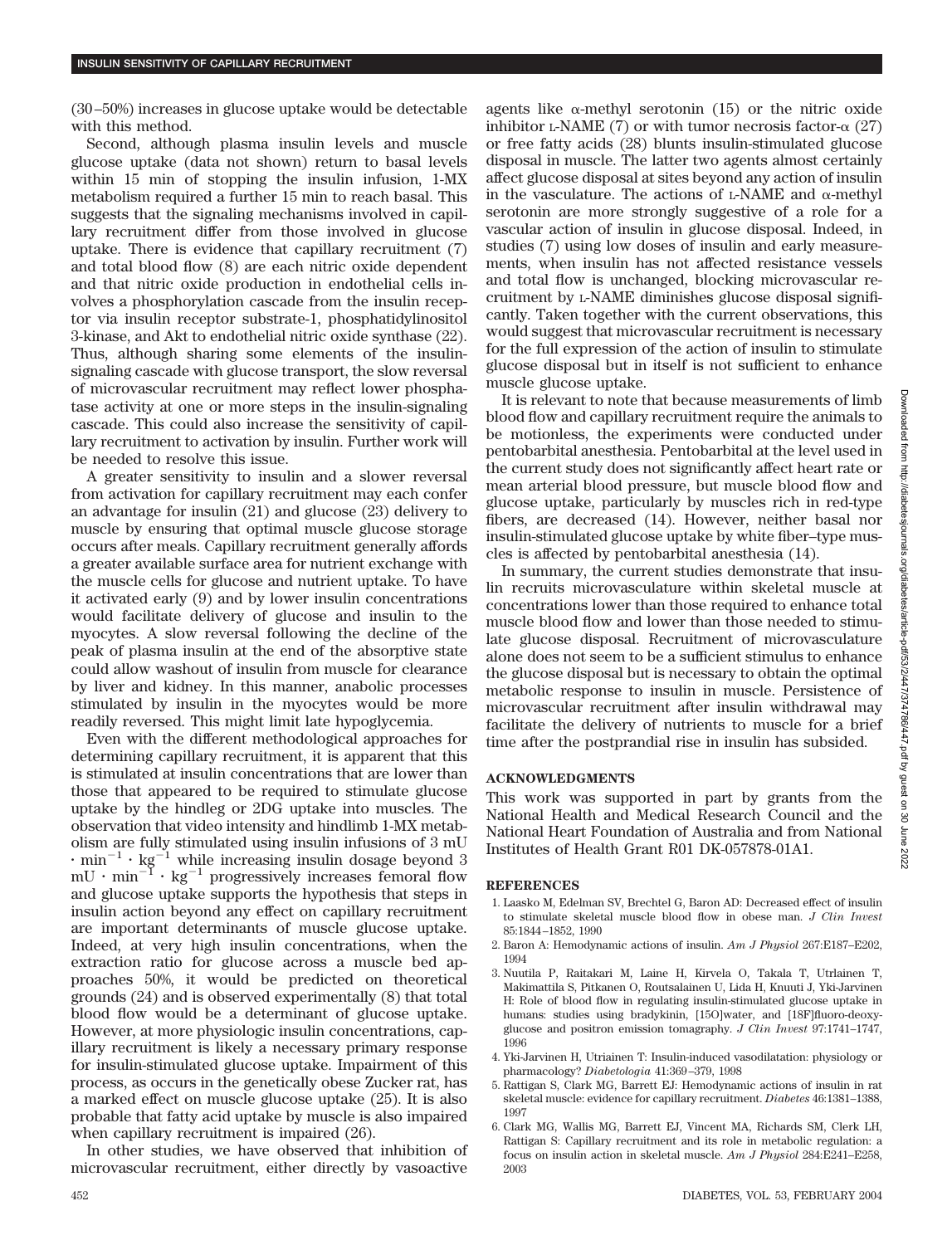(30–50%) increases in glucose uptake would be detectable with this method.

Second, although plasma insulin levels and muscle glucose uptake (data not shown) return to basal levels within 15 min of stopping the insulin infusion, 1-MX metabolism required a further 15 min to reach basal. This suggests that the signaling mechanisms involved in capillary recruitment differ from those involved in glucose uptake. There is evidence that capillary recruitment (7) and total blood flow (8) are each nitric oxide dependent and that nitric oxide production in endothelial cells involves a phosphorylation cascade from the insulin receptor via insulin receptor substrate-1, phosphatidylinositol 3-kinase, and Akt to endothelial nitric oxide synthase (22). Thus, although sharing some elements of the insulin-signaling cascade with glucose transport, the slow reversal of microvascular recruitment may reflect lower phosphatase activity at one or more steps in the insulin-signaling cascade. This could also increase the sensitivity of capillary recruitment to activation by insulin. Further work will be needed to resolve this issue.

A greater sensitivity to insulin and a slower reversal from activation for capillary recruitment may each confer an advantage for insulin (21) and glucose (23) delivery to muscle by ensuring that optimal muscle glucose storage occurs after meals. Capillary recruitment generally affords a greater available surface area for nutrient exchange with the muscle cells for glucose and nutrient uptake. To have it activated early (9) and by lower insulin concentrations would facilitate delivery of glucose and insulin to the myocytes. A slow reversal following the decline of the peak of plasma insulin at the end of the absorptive state could allow washout of insulin from muscle for clearance by liver and kidney. In this manner, anabolic processes stimulated by insulin in the myocytes would be more readily reversed. This might limit late hypoglycemia.

Even with the different methodological approaches for determining capillary recruitment, it is apparent that this is stimulated at insulin concentrations that are lower than those that appeared to be required to stimulate glucose uptake by the hindleg or 2DG uptake into muscles. The observation that video intensity and hindlimb 1-MX metabolism are fully stimulated using insulin infusions of 3 mU $\cdot$ min$^{-1}$ $\cdot$ kg$^{-1}$ while increasing insulin dosage beyond 3 mU $\cdot$ min$^{-1}$ $\cdot$ kg$^{-1}$ progressively increases femoral flow and glucose uptake supports the hypothesis that steps in insulin action beyond any effect on capillary recruitment are important determinants of muscle glucose uptake. Indeed, at very high insulin concentrations, when the extraction ratio for glucose across a muscle bed approaches 50%, it would be predicted on theoretical grounds (24) and is observed experimentally (8) that total blood flow would be a determinant of glucose uptake. However, at more physiologic insulin concentrations, capillary recruitment is likely a necessary primary response for insulin-stimulated glucose uptake. Impairment of this process, as occurs in the genetically obese Zucker rat, has a marked effect on muscle glucose uptake (25). It is also probable that fatty acid uptake by muscle is also impaired when capillary recruitment is impaired (26).

In other studies, we have observed that inhibition of microvascular recruitment, either directly by vasoactive agents like α-methyl serotonin (15) or the nitric oxide inhibitor L-NAME (7) or with tumor necrosis factor-α (27) or free fatty acids (28) blunts insulin-stimulated glucose disposal in muscle. The latter two agents almost certainly affect glucose disposal at sites beyond any action of insulin in the vasculature. The actions of L-NAME and α-methyl serotonin are more strongly suggestive of a role for a vascular action of insulin in glucose disposal. Indeed, in studies (7) using low doses of insulin and early measurements, when insulin has not affected resistance vessels and total flow is unchanged, blocking microvascular recruitment by L-NAME diminishes glucose disposal significantly. Taken together with the current observations, this would suggest that microvascular recruitment is necessary for the full expression of the action of insulin to stimulate glucose disposal but in itself is not sufficient to enhance muscle glucose uptake.

It is relevant to note that because measurements of limb blood flow and capillary recruitment require the animals to be motionless, the experiments were conducted under pentobarbital anesthesia. Pentobarbital at the level used in the current study does not significantly affect heart rate or mean arterial blood pressure, but muscle blood flow and glucose uptake, particularly by muscles rich in red-type fibers, are decreased (14). However, neither basal nor insulin-stimulated glucose uptake by white fiber–type muscles is affected by pentobarbital anesthesia (14).

In summary, the current studies demonstrate that insulin recruits microvasculature within skeletal muscle at concentrations lower than those required to enhance total muscle blood flow and lower than those needed to stimulate glucose disposal. Recruitment of microvasculature alone does not seem to be a sufficient stimulus to enhance the glucose disposal but is necessary to obtain the optimal metabolic response to insulin in muscle. Persistence of microvascular recruitment after insulin withdrawal may facilitate the delivery of nutrients to muscle for a brief time after the postprandial rise in insulin has subsided.

## ACKNOWLEDGMENTS

This work was supported in part by grants from the National Health and Medical Research Council and the National Heart Foundation of Australia and from National Institutes of Health Grant R01 DK-057878-01A1.

## REFERENCES

1. Laasko M, Edelman SV, Brechtel G, Baron AD: Decreased effect of insulin to stimulate skeletal muscle blood flow in obese man. *J Clin Invest* 85:1844–1852, 1990
2. Baron A: Hemodynamic actions of insulin. *Am J Physiol* 267:E187–E202, 1994
3. Nuutila P, Raitakari M, Laine H, Kirvela O, Takala T, Utrlainen T, Makimattila S, Pitkanen O, Routsalainen U, Lida H, Knuuti J, Yki-Jarvinen H: Role of blood flow in regulating insulin-stimulated glucose uptake in humans: studies using bradykinin, [15O]water, and [18F]fluoro-deoxyglucose and positron emission tomagraphy. *J Clin Invest* 97:1741–1747, 1996
4. Yki-Jarvinen H, Utriainen T: Insulin-induced vasodilatation: physiology or pharmacology? *Diabetologia* 41:369–379, 1998
5. Rattigan S, Clark MG, Barrett EJ: Hemodynamic actions of insulin in rat skeletal muscle: evidence for capillary recruitment. *Diabetes* 46:1381–1388, 1997
6. Clark MG, Wallis MG, Barrett EJ, Vincent MA, Richards SM, Clerk LH, Rattigan S: Capillary recruitment and its role in metabolic regulation: a focus on insulin action in skeletal muscle. *Am J Physiol* 284:E241–E258, 2003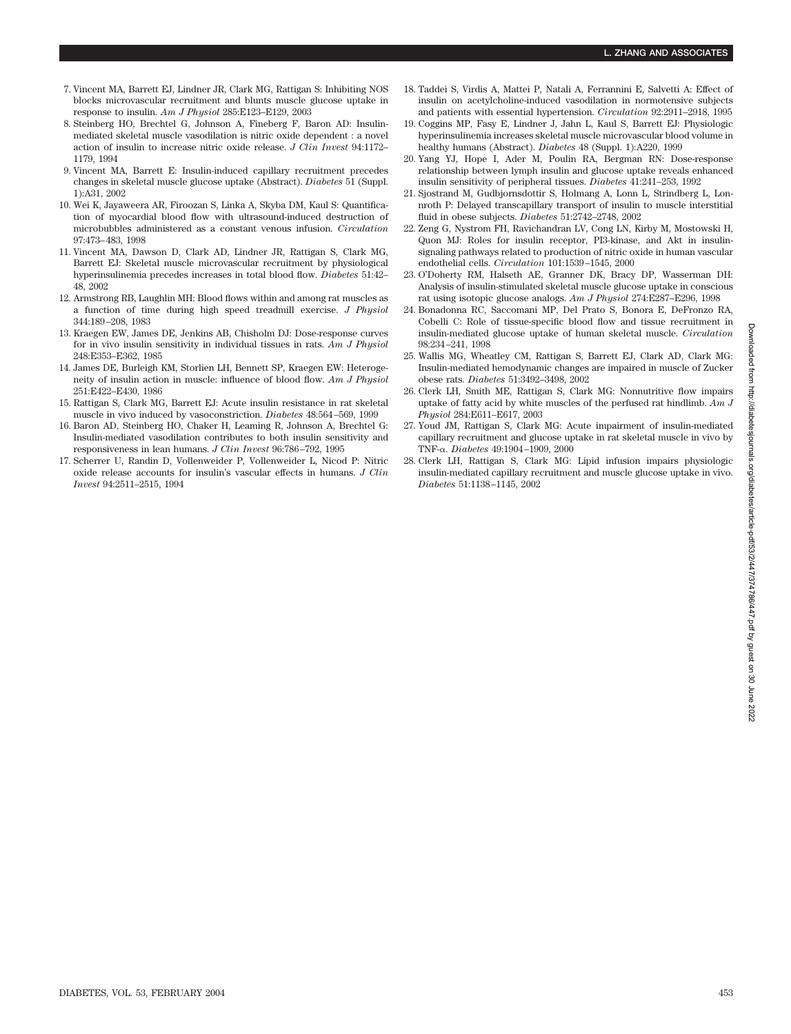7. Vincent MA, Barrett EJ, Lindner JR, Clark MG, Rattigan S: Inhibiting NOS blocks microvascular recruitment and blunts muscle glucose uptake in response to insulin. *Am J Physiol* 285:E123–E129, 2003
8. Steinberg HO, Brechtel G, Johnson A, Fineberg F, Baron AD: Insulin-mediated skeletal muscle vasodilation is nitric oxide dependent : a novel action of insulin to increase nitric oxide release. *J Clin Invest* 94:1172–1179, 1994
9. Vincent MA, Barrett E: Insulin-induced capillary recruitment precedes changes in skeletal muscle glucose uptake (Abstract). *Diabetes* 51 (Suppl. 1):A31, 2002
10. Wei K, Jayaweera AR, Firoozan S, Linka A, Skyba DM, Kaul S: Quantification of myocardial blood flow with ultrasound-induced destruction of microbubbles administered as a constant venous infusion. *Circulation* 97:473–483, 1998
11. Vincent MA, Dawson D, Clark AD, Lindner JR, Rattigan S, Clark MG, Barrett EJ: Skeletal muscle microvascular recruitment by physiological hyperinsulinemia precedes increases in total blood flow. *Diabetes* 51:42–48, 2002
12. Armstrong RB, Laughlin MH: Blood flows within and among rat muscles as a function of time during high speed treadmill exercise. *J Physiol* 344:189–208, 1983
13. Kraegen EW, James DE, Jenkins AB, Chisholm DJ: Dose-response curves for in vivo insulin sensitivity in individual tissues in rats. *Am J Physiol* 248:E353–E362, 1985
14. James DE, Burleigh KM, Storlien LH, Bennett SP, Kraegen EW: Heterogeneity of insulin action in muscle: influence of blood flow. *Am J Physiol* 251:E422–E430, 1986
15. Rattigan S, Clark MG, Barrett EJ: Acute insulin resistance in rat skeletal muscle in vivo induced by vasoconstriction. *Diabetes* 48:564–569, 1999
16. Baron AD, Steinberg HO, Chaker H, Leaming R, Johnson A, Brechtel G: Insulin-mediated vasodilation contributes to both insulin sensitivity and responsiveness in lean humans. *J Clin Invest* 96:786–792, 1995
17. Scherrer U, Randin D, Vollenweider P, Vollenweider L, Nicod P: Nitric oxide release accounts for insulin's vascular effects in humans. *J Clin Invest* 94:2511–2515, 1994
18. Taddei S, Virdis A, Mattei P, Natali A, Ferrannini E, Salvetti A: Effect of insulin on acetylcholine-induced vasodilation in normotensive subjects and patients with essential hypertension. *Circulation* 92:2911–2918, 1995
19. Coggins MP, Fasy E, Lindner J, Jahn L, Kaul S, Barrett EJ: Physiologic hyperinsulinemia increases skeletal muscle microvascular blood volume in healthy humans (Abstract). *Diabetes* 48 (Suppl. 1):A220, 1999
20. Yang YJ, Hope I, Ader M, Poulin RA, Bergman RN: Dose-response relationship between lymph insulin and glucose uptake reveals enhanced insulin sensitivity of peripheral tissues. *Diabetes* 41:241–253, 1992
21. Sjostrand M, Gudbjornsdottir S, Holmang A, Lonn L, Strindberg L, Lonnroth P: Delayed transcapillary transport of insulin to muscle interstitial fluid in obese subjects. *Diabetes* 51:2742–2748, 2002
22. Zeng G, Nystrom FH, Ravichandran LV, Cong LN, Kirby M, Mostowski H, Quon MJ: Roles for insulin receptor, PI3-kinase, and Akt in insulin-signaling pathways related to production of nitric oxide in human vascular endothelial cells. *Circulation* 101:1539–1545, 2000
23. O'Doherty RM, Halseth AE, Granner DK, Bracy DP, Wasserman DH: Analysis of insulin-stimulated skeletal muscle glucose uptake in conscious rat using isotopic glucose analogs. *Am J Physiol* 274:E287–E296, 1998
24. Bonadonna RC, Saccomani MP, Del Prato S, Bonora E, DeFronzo RA, Cobelli C: Role of tissue-specific blood flow and tissue recruitment in insulin-mediated glucose uptake of human skeletal muscle. *Circulation* 98:234–241, 1998
25. Wallis MG, Wheatley CM, Rattigan S, Barrett EJ, Clark AD, Clark MG: Insulin-mediated hemodynamic changes are impaired in muscle of Zucker obese rats. *Diabetes* 51:3492–3498, 2002
26. Clerk LH, Smith ME, Rattigan S, Clark MG: Nonnutritive flow impairs uptake of fatty acid by white muscles of the perfused rat hindlimb. *Am J Physiol* 284:E611–E617, 2003
27. Youd JM, Rattigan S, Clark MG: Acute impairment of insulin-mediated capillary recruitment and glucose uptake in rat skeletal muscle in vivo by TNF-α. *Diabetes* 49:1904–1909, 2000
28. Clerk LH, Rattigan S, Clark MG: Lipid infusion impairs physiologic insulin-mediated capillary recruitment and muscle glucose uptake in vivo. *Diabetes* 51:1138–1145, 2002